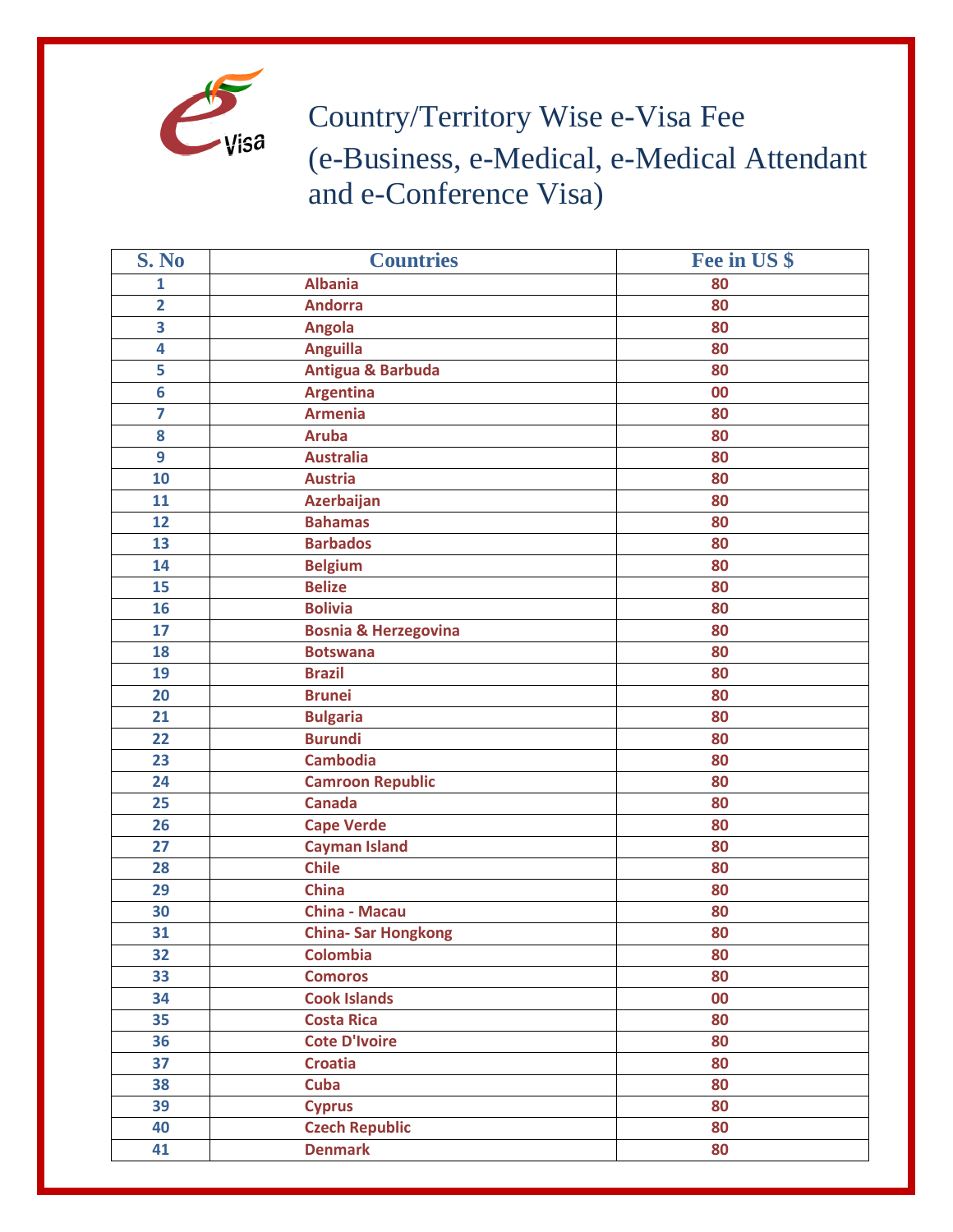# Country/Territory Wise e-Visa Fee (e-Business, e-Medical, e-Medical Attendant and e-Conference Visa)

| S. No | Countries | Fee in US $ |
|---|---|---|
| 1 | Albania | 80 |
| 2 | Andorra | 80 |
| 3 | Angola | 80 |
| 4 | Anguilla | 80 |
| 5 | Antigua & Barbuda | 80 |
| 6 | Argentina | 00 |
| 7 | Armenia | 80 |
| 8 | Aruba | 80 |
| 9 | Australia | 80 |
| 10 | Austria | 80 |
| 11 | Azerbaijan | 80 |
| 12 | Bahamas | 80 |
| 13 | Barbados | 80 |
| 14 | Belgium | 80 |
| 15 | Belize | 80 |
| 16 | Bolivia | 80 |
| 17 | Bosnia & Herzegovina | 80 |
| 18 | Botswana | 80 |
| 19 | Brazil | 80 |
| 20 | Brunei | 80 |
| 21 | Bulgaria | 80 |
| 22 | Burundi | 80 |
| 23 | Cambodia | 80 |
| 24 | Camroon Republic | 80 |
| 25 | Canada | 80 |
| 26 | Cape Verde | 80 |
| 27 | Cayman Island | 80 |
| 28 | Chile | 80 |
| 29 | China | 80 |
| 30 | China - Macau | 80 |
| 31 | China- Sar Hongkong | 80 |
| 32 | Colombia | 80 |
| 33 | Comoros | 80 |
| 34 | Cook Islands | 00 |
| 35 | Costa Rica | 80 |
| 36 | Cote D'Ivoire | 80 |
| 37 | Croatia | 80 |
| 38 | Cuba | 80 |
| 39 | Cyprus | 80 |
| 40 | Czech Republic | 80 |
| 41 | Denmark | 80 |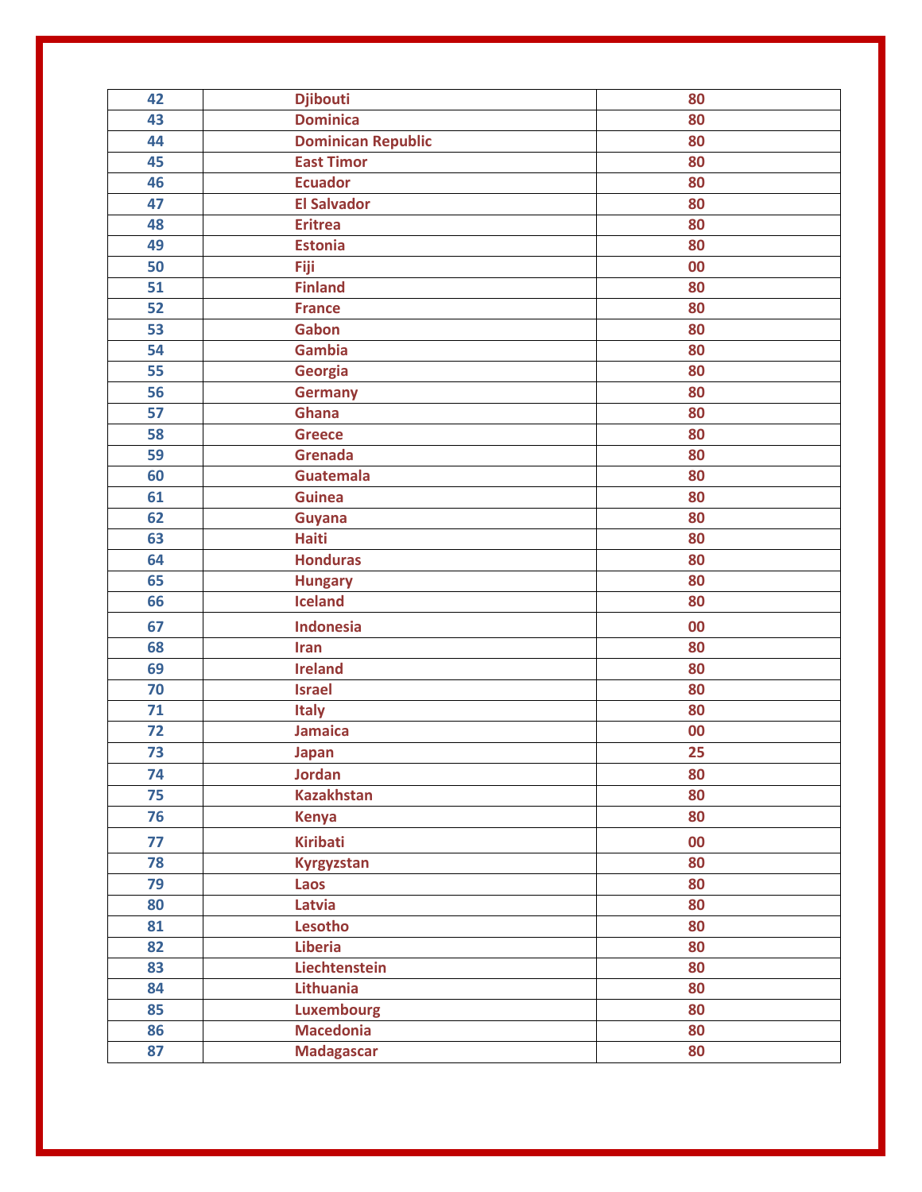| | | |
|---|---|---|
| 42 | Djibouti | 80 |
| 43 | Dominica | 80 |
| 44 | Dominican Republic | 80 |
| 45 | East Timor | 80 |
| 46 | Ecuador | 80 |
| 47 | El Salvador | 80 |
| 48 | Eritrea | 80 |
| 49 | Estonia | 80 |
| 50 | Fiji | 00 |
| 51 | Finland | 80 |
| 52 | France | 80 |
| 53 | Gabon | 80 |
| 54 | Gambia | 80 |
| 55 | Georgia | 80 |
| 56 | Germany | 80 |
| 57 | Ghana | 80 |
| 58 | Greece | 80 |
| 59 | Grenada | 80 |
| 60 | Guatemala | 80 |
| 61 | Guinea | 80 |
| 62 | Guyana | 80 |
| 63 | Haiti | 80 |
| 64 | Honduras | 80 |
| 65 | Hungary | 80 |
| 66 | Iceland | 80 |
| 67 | Indonesia | 00 |
| 68 | Iran | 80 |
| 69 | Ireland | 80 |
| 70 | Israel | 80 |
| 71 | Italy | 80 |
| 72 | Jamaica | 00 |
| 73 | Japan | 25 |
| 74 | Jordan | 80 |
| 75 | Kazakhstan | 80 |
| 76 | Kenya | 80 |
| 77 | Kiribati | 00 |
| 78 | Kyrgyzstan | 80 |
| 79 | Laos | 80 |
| 80 | Latvia | 80 |
| 81 | Lesotho | 80 |
| 82 | Liberia | 80 |
| 83 | Liechtenstein | 80 |
| 84 | Lithuania | 80 |
| 85 | Luxembourg | 80 |
| 86 | Macedonia | 80 |
| 87 | Madagascar | 80 |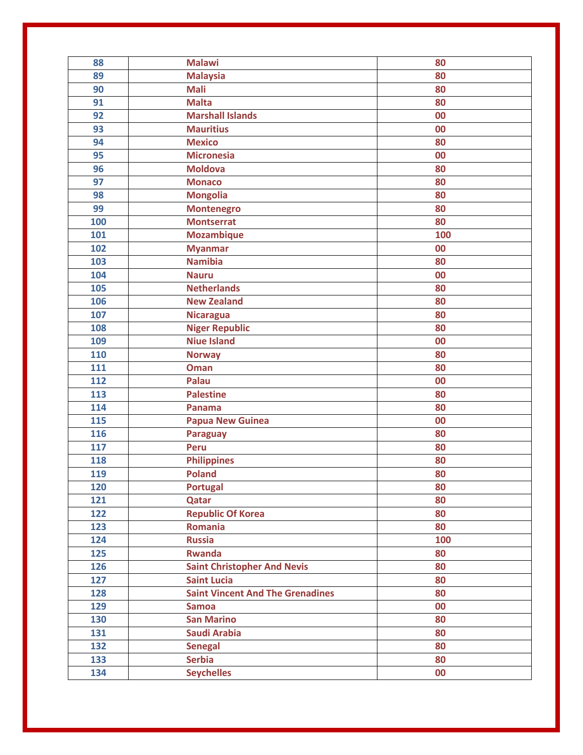| | | |
|---|---|---|
| **88** | **Malawi** | **80** |
| **89** | **Malaysia** | **80** |
| **90** | **Mali** | **80** |
| **91** | **Malta** | **80** |
| **92** | **Marshall Islands** | **00** |
| **93** | **Mauritius** | **00** |
| **94** | **Mexico** | **80** |
| **95** | **Micronesia** | **00** |
| **96** | **Moldova** | **80** |
| **97** | **Monaco** | **80** |
| **98** | **Mongolia** | **80** |
| **99** | **Montenegro** | **80** |
| **100** | **Montserrat** | **80** |
| **101** | **Mozambique** | **100** |
| **102** | **Myanmar** | **00** |
| **103** | **Namibia** | **80** |
| **104** | **Nauru** | **00** |
| **105** | **Netherlands** | **80** |
| **106** | **New Zealand** | **80** |
| **107** | **Nicaragua** | **80** |
| **108** | **Niger Republic** | **80** |
| **109** | **Niue Island** | **00** |
| **110** | **Norway** | **80** |
| **111** | **Oman** | **80** |
| **112** | **Palau** | **00** |
| **113** | **Palestine** | **80** |
| **114** | **Panama** | **80** |
| **115** | **Papua New Guinea** | **00** |
| **116** | **Paraguay** | **80** |
| **117** | **Peru** | **80** |
| **118** | **Philippines** | **80** |
| **119** | **Poland** | **80** |
| **120** | **Portugal** | **80** |
| **121** | **Qatar** | **80** |
| **122** | **Republic Of Korea** | **80** |
| **123** | **Romania** | **80** |
| **124** | **Russia** | **100** |
| **125** | **Rwanda** | **80** |
| **126** | **Saint Christopher And Nevis** | **80** |
| **127** | **Saint Lucia** | **80** |
| **128** | **Saint Vincent And The Grenadines** | **80** |
| **129** | **Samoa** | **00** |
| **130** | **San Marino** | **80** |
| **131** | **Saudi Arabia** | **80** |
| **132** | **Senegal** | **80** |
| **133** | **Serbia** | **80** |
| **134** | **Seychelles** | **00** |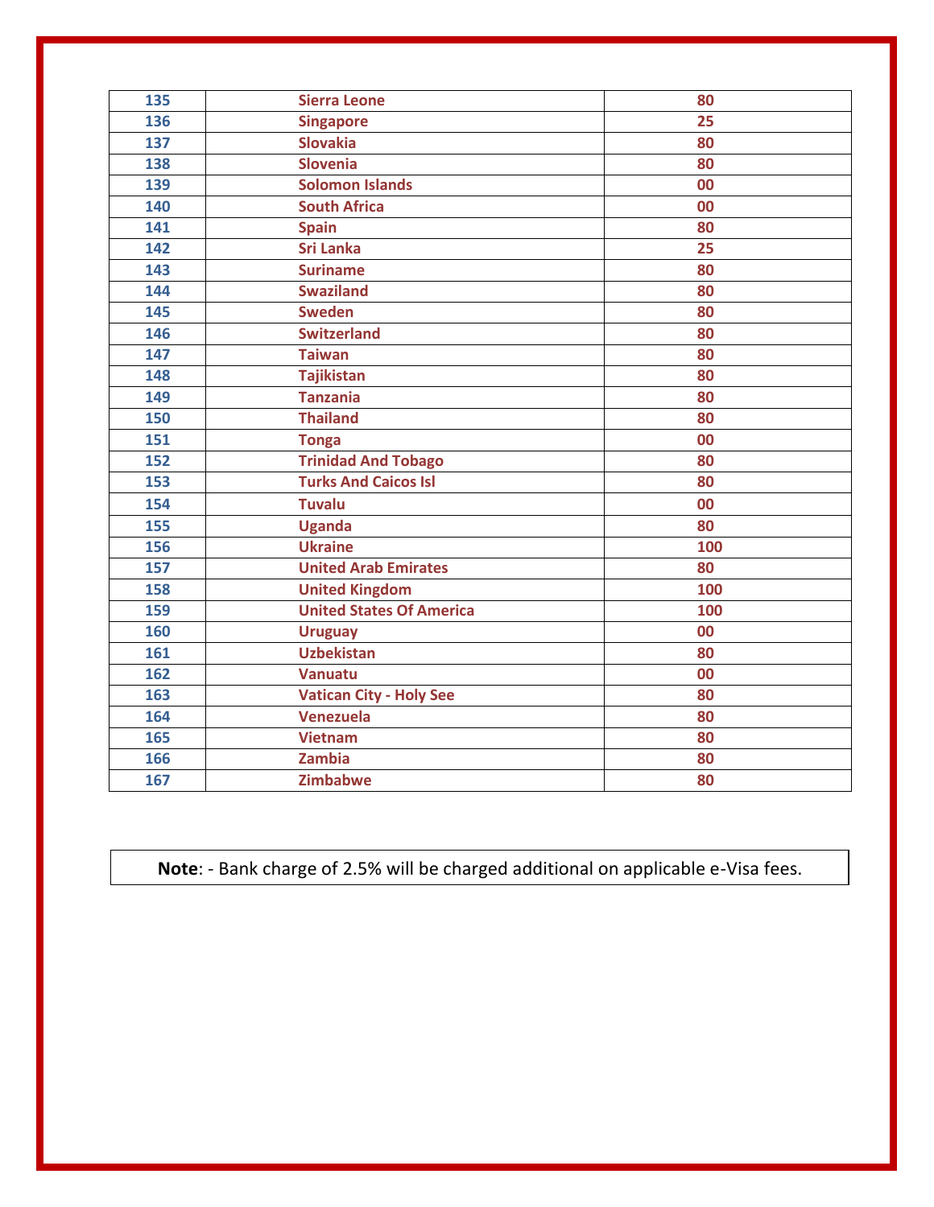| | | |
|---|---|---|
| 135 | Sierra Leone | 80 |
| 136 | Singapore | 25 |
| 137 | Slovakia | 80 |
| 138 | Slovenia | 80 |
| 139 | Solomon Islands | 00 |
| 140 | South Africa | 00 |
| 141 | Spain | 80 |
| 142 | Sri Lanka | 25 |
| 143 | Suriname | 80 |
| 144 | Swaziland | 80 |
| 145 | Sweden | 80 |
| 146 | Switzerland | 80 |
| 147 | Taiwan | 80 |
| 148 | Tajikistan | 80 |
| 149 | Tanzania | 80 |
| 150 | Thailand | 80 |
| 151 | Tonga | 00 |
| 152 | Trinidad And Tobago | 80 |
| 153 | Turks And Caicos Isl | 80 |
| 154 | Tuvalu | 00 |
| 155 | Uganda | 80 |
| 156 | Ukraine | 100 |
| 157 | United Arab Emirates | 80 |
| 158 | United Kingdom | 100 |
| 159 | United States Of America | 100 |
| 160 | Uruguay | 00 |
| 161 | Uzbekistan | 80 |
| 162 | Vanuatu | 00 |
| 163 | Vatican City - Holy See | 80 |
| 164 | Venezuela | 80 |
| 165 | Vietnam | 80 |
| 166 | Zambia | 80 |
| 167 | Zimbabwe | 80 |

**Note**: - Bank charge of 2.5% will be charged additional on applicable e-Visa fees.